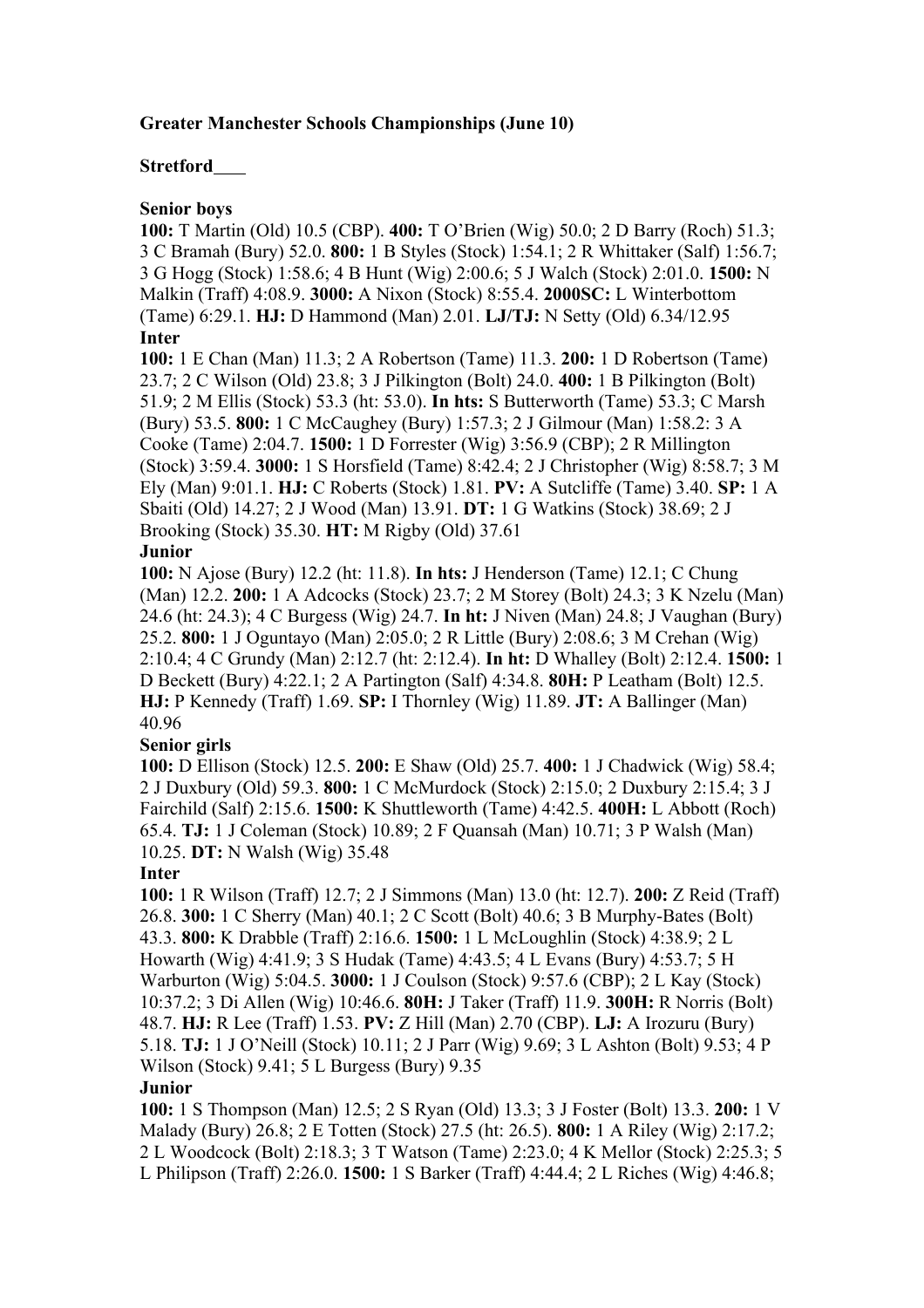**Greater Manchester Schools Championships (June 10)**

**Stretford**

**Senior boys**

**100:** T Martin (Old) 10.5 (CBP). **400:** T O'Brien (Wig) 50.0; 2 D Barry (Roch) 51.3; 3 C Bramah (Bury) 52.0. **800:** 1 B Styles (Stock) 1:54.1; 2 R Whittaker (Salf) 1:56.7; 3 G Hogg (Stock) 1:58.6; 4 B Hunt (Wig) 2:00.6; 5 J Walch (Stock) 2:01.0. **1500:** N Malkin (Traff) 4:08.9. **3000:** A Nixon (Stock) 8:55.4. **2000SC:** L Winterbottom (Tame) 6:29.1. **HJ:** D Hammond (Man) 2.01. **LJ/TJ:** N Setty (Old) 6.34/12.95

**Inter**

**100:** 1 E Chan (Man) 11.3; 2 A Robertson (Tame) 11.3. **200:** 1 D Robertson (Tame) 23.7; 2 C Wilson (Old) 23.8; 3 J Pilkington (Bolt) 24.0. **400:** 1 B Pilkington (Bolt) 51.9; 2 M Ellis (Stock) 53.3 (ht: 53.0). **In hts:** S Butterworth (Tame) 53.3; C Marsh (Bury) 53.5. **800:** 1 C McCaughey (Bury) 1:57.3; 2 J Gilmour (Man) 1:58.2: 3 A Cooke (Tame) 2:04.7. **1500:** 1 D Forrester (Wig) 3:56.9 (CBP); 2 R Millington (Stock) 3:59.4. **3000:** 1 S Horsfield (Tame) 8:42.4; 2 J Christopher (Wig) 8:58.7; 3 M Ely (Man) 9:01.1. **HJ:** C Roberts (Stock) 1.81. **PV:** A Sutcliffe (Tame) 3.40. **SP:** 1 A Sbaiti (Old) 14.27; 2 J Wood (Man) 13.91. **DT:** 1 G Watkins (Stock) 38.69; 2 J Brooking (Stock) 35.30. **HT:** M Rigby (Old) 37.61

**Junior**

**100:** N Ajose (Bury) 12.2 (ht: 11.8). **In hts:** J Henderson (Tame) 12.1; C Chung (Man) 12.2. **200:** 1 A Adcocks (Stock) 23.7; 2 M Storey (Bolt) 24.3; 3 K Nzelu (Man) 24.6 (ht: 24.3); 4 C Burgess (Wig) 24.7. **In ht:** J Niven (Man) 24.8; J Vaughan (Bury) 25.2. **800:** 1 J Oguntayo (Man) 2:05.0; 2 R Little (Bury) 2:08.6; 3 M Crehan (Wig) 2:10.4; 4 C Grundy (Man) 2:12.7 (ht: 2:12.4). **In ht:** D Whalley (Bolt) 2:12.4. **1500:** 1 D Beckett (Bury) 4:22.1; 2 A Partington (Salf) 4:34.8. **80H:** P Leatham (Bolt) 12.5. **HJ:** P Kennedy (Traff) 1.69. **SP:** I Thornley (Wig) 11.89. **JT:** A Ballinger (Man) 40.96

**Senior girls**

**100:** D Ellison (Stock) 12.5. **200:** E Shaw (Old) 25.7. **400:** 1 J Chadwick (Wig) 58.4; 2 J Duxbury (Old) 59.3. **800:** 1 C McMurdock (Stock) 2:15.0; 2 Duxbury 2:15.4; 3 J Fairchild (Salf) 2:15.6. **1500:** K Shuttleworth (Tame) 4:42.5. **400H:** L Abbott (Roch) 65.4. **TJ:** 1 J Coleman (Stock) 10.89; 2 F Quansah (Man) 10.71; 3 P Walsh (Man) 10.25. **DT:** N Walsh (Wig) 35.48

**Inter**

**100:** 1 R Wilson (Traff) 12.7; 2 J Simmons (Man) 13.0 (ht: 12.7). **200:** Z Reid (Traff) 26.8. **300:** 1 C Sherry (Man) 40.1; 2 C Scott (Bolt) 40.6; 3 B Murphy-Bates (Bolt) 43.3. **800:** K Drabble (Traff) 2:16.6. **1500:** 1 L McLoughlin (Stock) 4:38.9; 2 L Howarth (Wig) 4:41.9; 3 S Hudak (Tame) 4:43.5; 4 L Evans (Bury) 4:53.7; 5 H Warburton (Wig) 5:04.5. **3000:** 1 J Coulson (Stock) 9:57.6 (CBP); 2 L Kay (Stock) 10:37.2; 3 Di Allen (Wig) 10:46.6. **80H:** J Taker (Traff) 11.9. **300H:** R Norris (Bolt) 48.7. **HJ:** R Lee (Traff) 1.53. **PV:** Z Hill (Man) 2.70 (CBP). **LJ:** A Irozuru (Bury) 5.18. **TJ:** 1 J O'Neill (Stock) 10.11; 2 J Parr (Wig) 9.69; 3 L Ashton (Bolt) 9.53; 4 P Wilson (Stock) 9.41; 5 L Burgess (Bury) 9.35

**Junior**

**100:** 1 S Thompson (Man) 12.5; 2 S Ryan (Old) 13.3; 3 J Foster (Bolt) 13.3. **200:** 1 V Malady (Bury) 26.8; 2 E Totten (Stock) 27.5 (ht: 26.5). **800:** 1 A Riley (Wig) 2:17.2; 2 L Woodcock (Bolt) 2:18.3; 3 T Watson (Tame) 2:23.0; 4 K Mellor (Stock) 2:25.3; 5 L Philipson (Traff) 2:26.0. **1500:** 1 S Barker (Traff) 4:44.4; 2 L Riches (Wig) 4:46.8;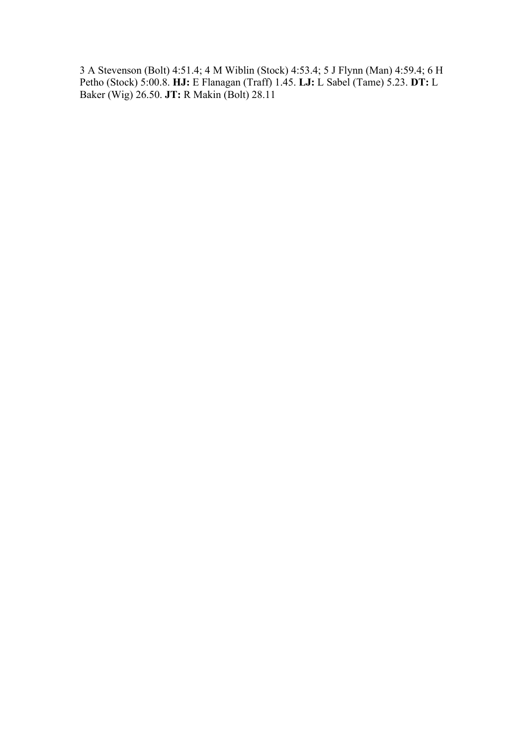3 A Stevenson (Bolt) 4:51.4; 4 M Wiblin (Stock) 4:53.4; 5 J Flynn (Man) 4:59.4; 6 H Petho (Stock) 5:00.8. **HJ:** E Flanagan (Traff) 1.45. **LJ:** L Sabel (Tame) 5.23. **DT:** L Baker (Wig) 26.50. **JT:** R Makin (Bolt) 28.11